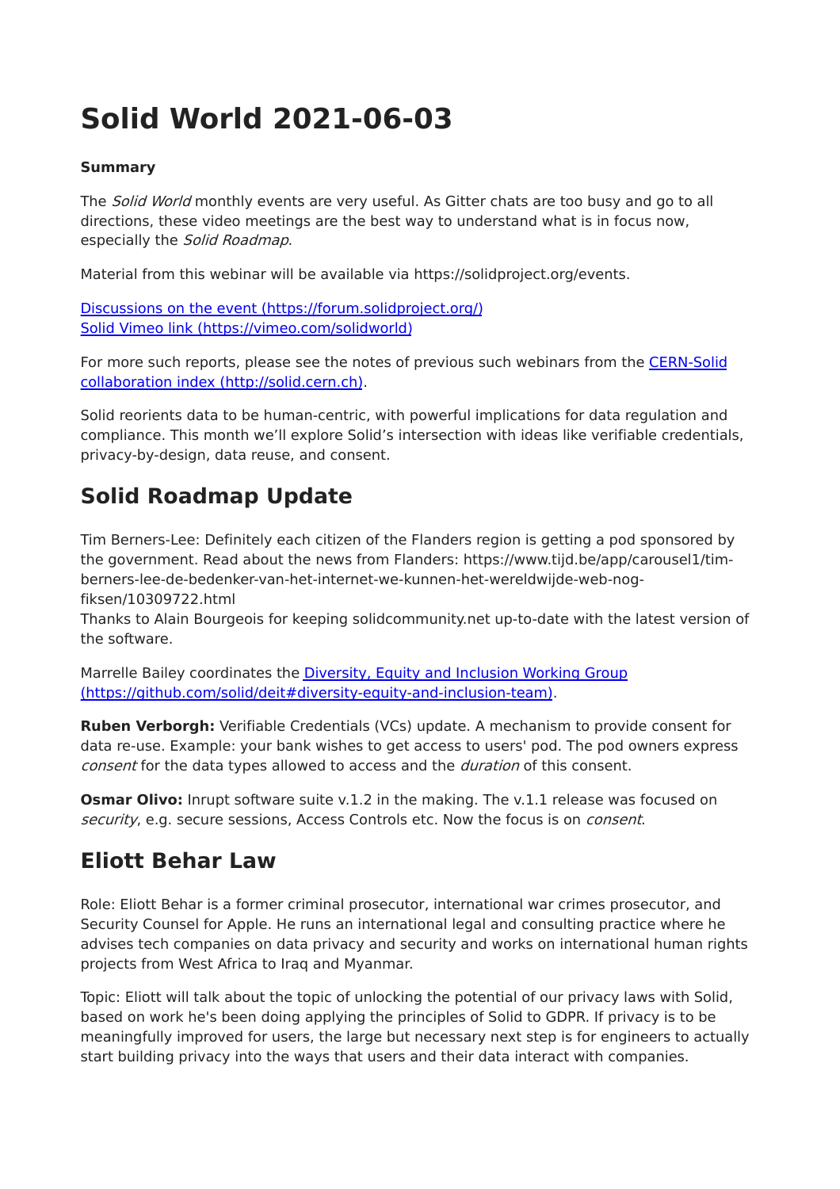# Solid World 2021-06-03

**Summary**

The *Solid World* monthly events are very useful. As Gitter chats are too busy and go to all directions, these video meetings are the best way to understand what is in focus now, especially the *Solid Roadmap*.

Material from this webinar will be available via https://solidproject.org/events.

[Discussions on the event (https://forum.solidproject.org/)](https://forum.solidproject.org/)
[Solid Vimeo link (https://vimeo.com/solidworld)](https://vimeo.com/solidworld)

For more such reports, please see the notes of previous such webinars from the [CERN-Solid collaboration index (http://solid.cern.ch)](http://solid.cern.ch).

Solid reorients data to be human-centric, with powerful implications for data regulation and compliance. This month we'll explore Solid's intersection with ideas like verifiable credentials, privacy-by-design, data reuse, and consent.

## Solid Roadmap Update

Tim Berners-Lee: Definitely each citizen of the Flanders region is getting a pod sponsored by the government. Read about the news from Flanders: https://www.tijd.be/app/carousel1/tim-berners-lee-de-bedenker-van-het-internet-we-kunnen-het-wereldwijde-web-nog-fiksen/10309722.html
Thanks to Alain Bourgeois for keeping solidcommunity.net up-to-date with the latest version of the software.

Marrelle Bailey coordinates the [Diversity, Equity and Inclusion Working Group (https://github.com/solid/deit#diversity-equity-and-inclusion-team)](https://github.com/solid/deit#diversity-equity-and-inclusion-team).

**Ruben Verborgh:** Verifiable Credentials (VCs) update. A mechanism to provide consent for data re-use. Example: your bank wishes to get access to users' pod. The pod owners express *consent* for the data types allowed to access and the *duration* of this consent.

**Osmar Olivo:** Inrupt software suite v.1.2 in the making. The v.1.1 release was focused on *security*, e.g. secure sessions, Access Controls etc. Now the focus is on *consent*.

## Eliott Behar Law

Role: Eliott Behar is a former criminal prosecutor, international war crimes prosecutor, and Security Counsel for Apple. He runs an international legal and consulting practice where he advises tech companies on data privacy and security and works on international human rights projects from West Africa to Iraq and Myanmar.

Topic: Eliott will talk about the topic of unlocking the potential of our privacy laws with Solid, based on work he's been doing applying the principles of Solid to GDPR. If privacy is to be meaningfully improved for users, the large but necessary next step is for engineers to actually start building privacy into the ways that users and their data interact with companies.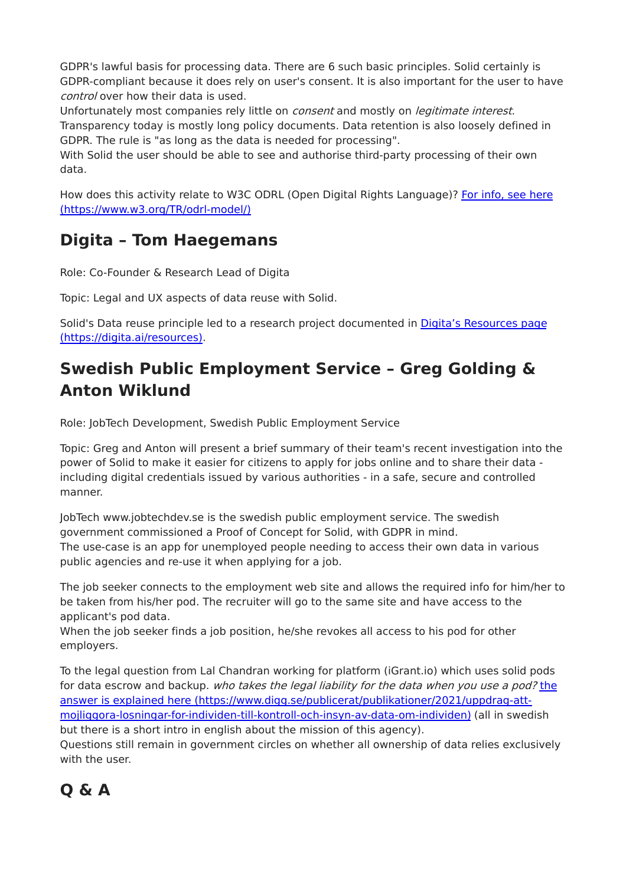GDPR's lawful basis for processing data. There are 6 such basic principles. Solid certainly is GDPR-compliant because it does rely on user's consent. It is also important for the user to have *control* over how their data is used.
Unfortunately most companies rely little on *consent* and mostly on *legitimate interest*. Transparency today is mostly long policy documents. Data retention is also loosely defined in GDPR. The rule is "as long as the data is needed for processing".
With Solid the user should be able to see and authorise third-party processing of their own data.

How does this activity relate to W3C ODRL (Open Digital Rights Language)? [For info, see here (https://www.w3.org/TR/odrl-model/)](https://www.w3.org/TR/odrl-model/)

## Digita – Tom Haegemans

Role: Co-Founder & Research Lead of Digita

Topic: Legal and UX aspects of data reuse with Solid.

Solid's Data reuse principle led to a research project documented in [Digita's Resources page (https://digita.ai/resources)](https://digita.ai/resources).

## Swedish Public Employment Service – Greg Golding & Anton Wiklund

Role: JobTech Development, Swedish Public Employment Service

Topic: Greg and Anton will present a brief summary of their team's recent investigation into the power of Solid to make it easier for citizens to apply for jobs online and to share their data - including digital credentials issued by various authorities - in a safe, secure and controlled manner.

JobTech www.jobtechdev.se is the swedish public employment service. The swedish government commissioned a Proof of Concept for Solid, with GDPR in mind.
The use-case is an app for unemployed people needing to access their own data in various public agencies and re-use it when applying for a job.

The job seeker connects to the employment web site and allows the required info for him/her to be taken from his/her pod. The recruiter will go to the same site and have access to the applicant's pod data.
When the job seeker finds a job position, he/she revokes all access to his pod for other employers.

To the legal question from Lal Chandran working for platform (iGrant.io) which uses solid pods for data escrow and backup. *who takes the legal liability for the data when you use a pod?* [the answer is explained here (https://www.digg.se/publicerat/publikationer/2021/uppdrag-att-mojliggora-losningar-for-individen-till-kontroll-och-insyn-av-data-om-individen)](https://www.digg.se/publicerat/publikationer/2021/uppdrag-att-mojliggora-losningar-for-individen-till-kontroll-och-insyn-av-data-om-individen) (all in swedish but there is a short intro in english about the mission of this agency).
Questions still remain in government circles on whether all ownership of data relies exclusively with the user.

## Q & A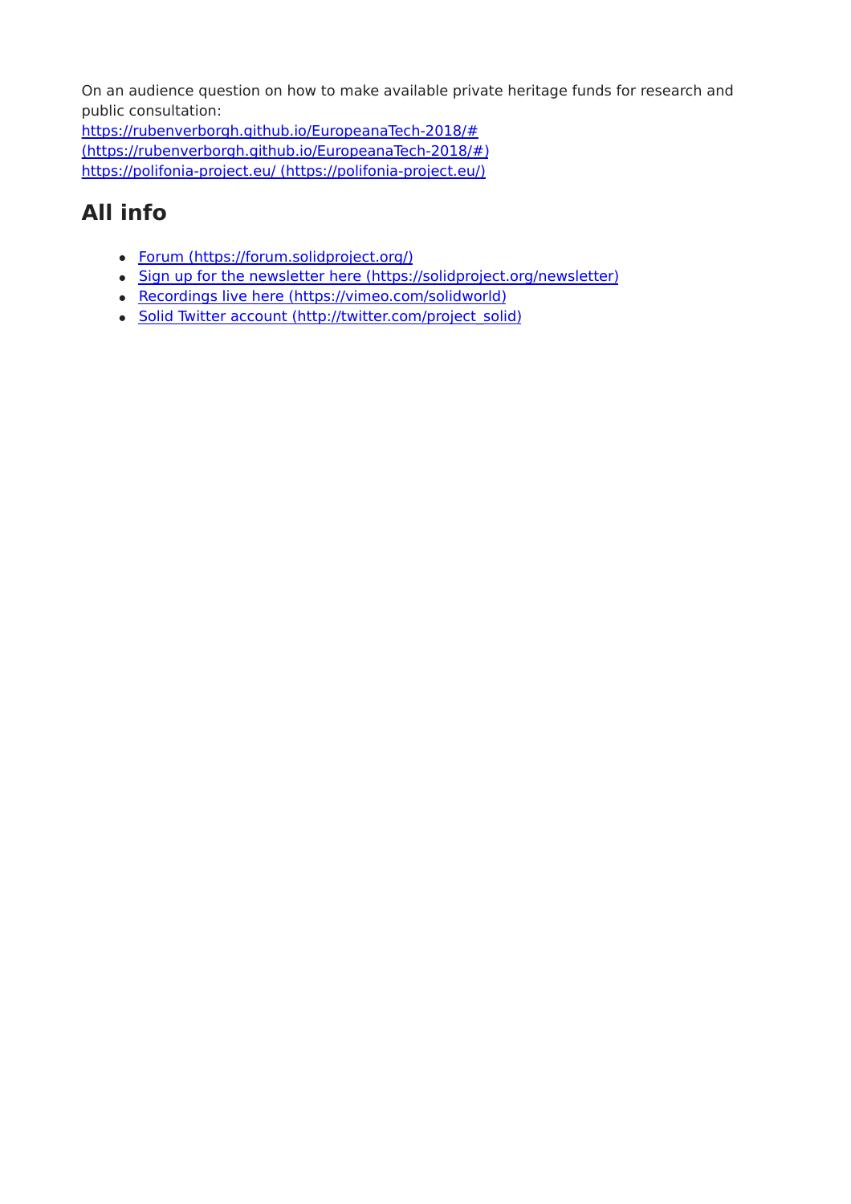On an audience question on how to make available private heritage funds for research and public consultation:
[https://rubenverborgh.github.io/EuropeanaTech-2018/# (https://rubenverborgh.github.io/EuropeanaTech-2018/#)](https://rubenverborgh.github.io/EuropeanaTech-2018/#)
[https://polifonia-project.eu/ (https://polifonia-project.eu/)](https://polifonia-project.eu/)

## All info

- [Forum (https://forum.solidproject.org/)](https://forum.solidproject.org/)
- [Sign up for the newsletter here (https://solidproject.org/newsletter)](https://solidproject.org/newsletter)
- [Recordings live here (https://vimeo.com/solidworld)](https://vimeo.com/solidworld)
- [Solid Twitter account (http://twitter.com/project_solid)](http://twitter.com/project_solid)